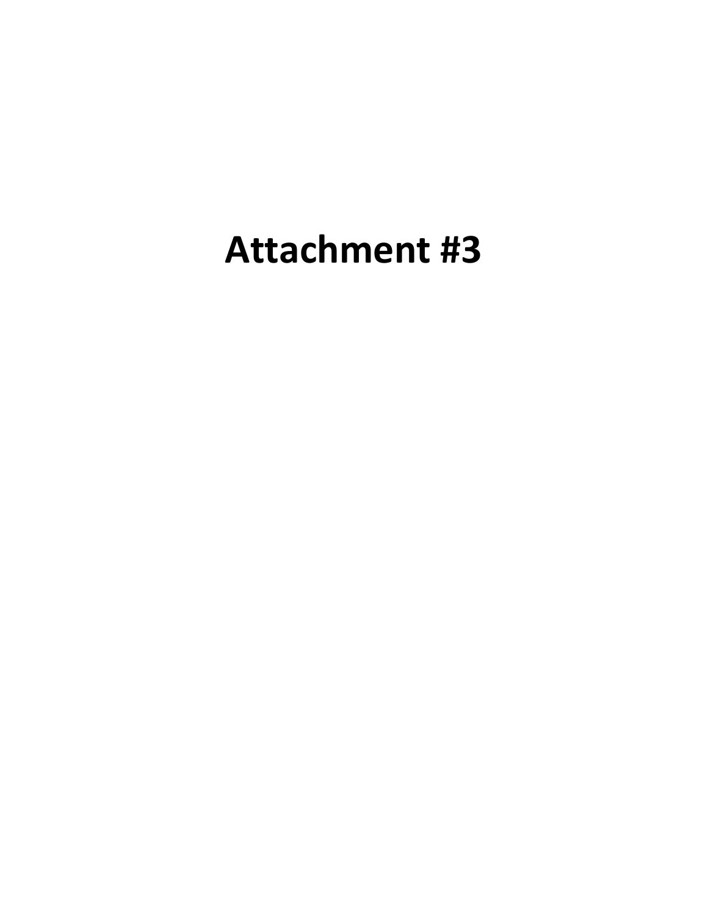# Attachment #3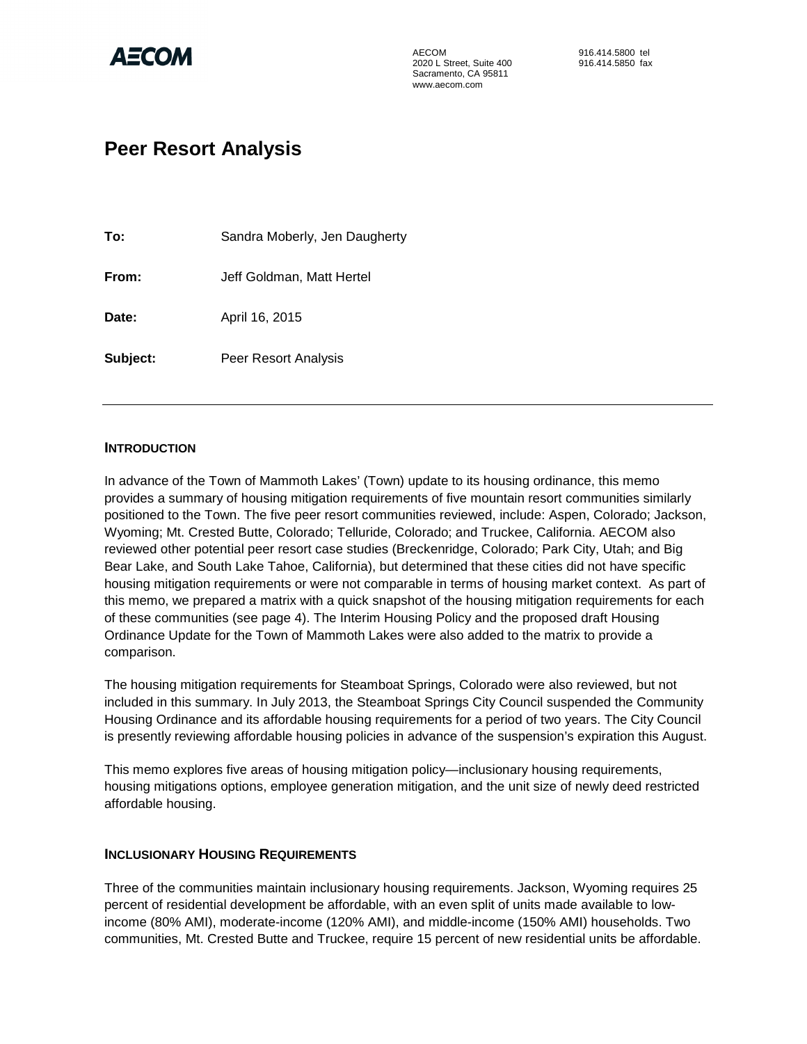AECOM
2020 L Street, Suite 400
Sacramento, CA 95811
www.aecom.com

916.414.5800 tel
916.414.5850 fax

# Peer Resort Analysis

**To:** Sandra Moberly, Jen Daugherty

**From:** Jeff Goldman, Matt Hertel

**Date:** April 16, 2015

**Subject:** Peer Resort Analysis

---

## INTRODUCTION

In advance of the Town of Mammoth Lakes' (Town) update to its housing ordinance, this memo provides a summary of housing mitigation requirements of five mountain resort communities similarly positioned to the Town. The five peer resort communities reviewed, include: Aspen, Colorado; Jackson, Wyoming; Mt. Crested Butte, Colorado; Telluride, Colorado; and Truckee, California. AECOM also reviewed other potential peer resort case studies (Breckenridge, Colorado; Park City, Utah; and Big Bear Lake, and South Lake Tahoe, California), but determined that these cities did not have specific housing mitigation requirements or were not comparable in terms of housing market context. As part of this memo, we prepared a matrix with a quick snapshot of the housing mitigation requirements for each of these communities (see page 4). The Interim Housing Policy and the proposed draft Housing Ordinance Update for the Town of Mammoth Lakes were also added to the matrix to provide a comparison.

The housing mitigation requirements for Steamboat Springs, Colorado were also reviewed, but not included in this summary. In July 2013, the Steamboat Springs City Council suspended the Community Housing Ordinance and its affordable housing requirements for a period of two years. The City Council is presently reviewing affordable housing policies in advance of the suspension's expiration this August.

This memo explores five areas of housing mitigation policy—inclusionary housing requirements, housing mitigations options, employee generation mitigation, and the unit size of newly deed restricted affordable housing.

## INCLUSIONARY HOUSING REQUIREMENTS

Three of the communities maintain inclusionary housing requirements. Jackson, Wyoming requires 25 percent of residential development be affordable, with an even split of units made available to low-income (80% AMI), moderate-income (120% AMI), and middle-income (150% AMI) households. Two communities, Mt. Crested Butte and Truckee, require 15 percent of new residential units be affordable.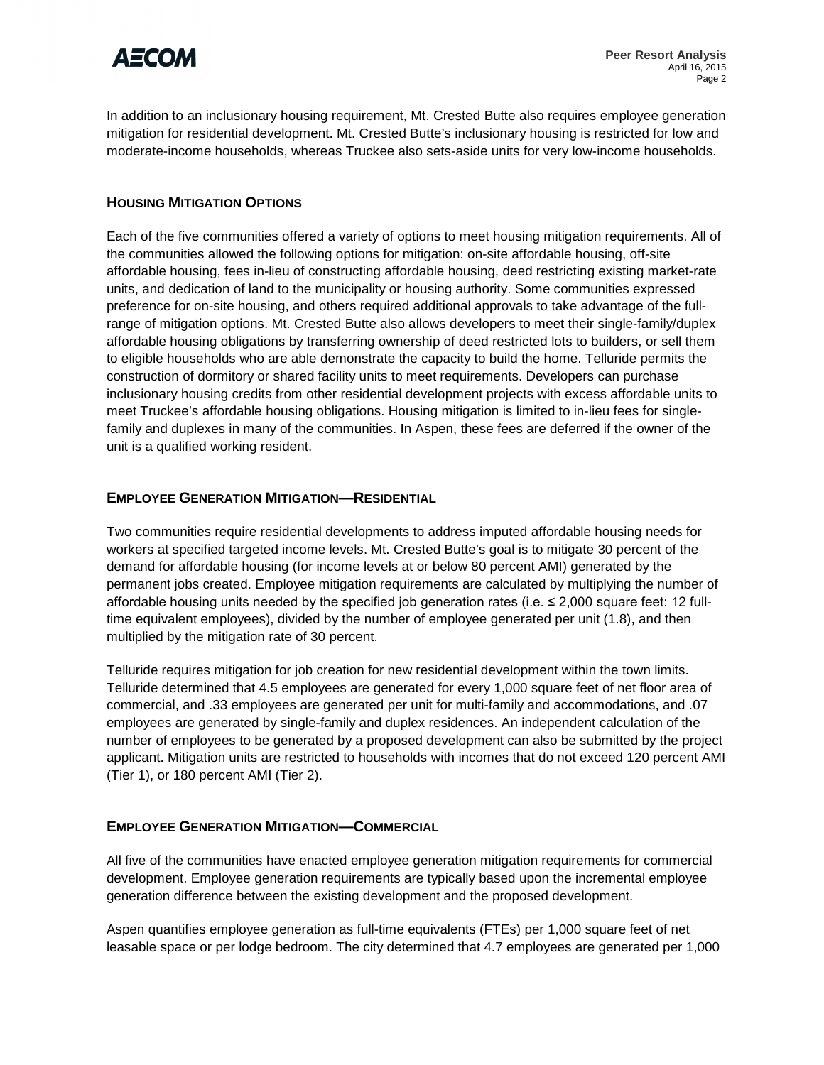In addition to an inclusionary housing requirement, Mt. Crested Butte also requires employee generation mitigation for residential development. Mt. Crested Butte's inclusionary housing is restricted for low and moderate-income households, whereas Truckee also sets-aside units for very low-income households.

## HOUSING MITIGATION OPTIONS

Each of the five communities offered a variety of options to meet housing mitigation requirements. All of the communities allowed the following options for mitigation: on-site affordable housing, off-site affordable housing, fees in-lieu of constructing affordable housing, deed restricting existing market-rate units, and dedication of land to the municipality or housing authority. Some communities expressed preference for on-site housing, and others required additional approvals to take advantage of the full-range of mitigation options. Mt. Crested Butte also allows developers to meet their single-family/duplex affordable housing obligations by transferring ownership of deed restricted lots to builders, or sell them to eligible households who are able demonstrate the capacity to build the home. Telluride permits the construction of dormitory or shared facility units to meet requirements. Developers can purchase inclusionary housing credits from other residential development projects with excess affordable units to meet Truckee's affordable housing obligations. Housing mitigation is limited to in-lieu fees for single-family and duplexes in many of the communities. In Aspen, these fees are deferred if the owner of the unit is a qualified working resident.

## EMPLOYEE GENERATION MITIGATION—RESIDENTIAL

Two communities require residential developments to address imputed affordable housing needs for workers at specified targeted income levels. Mt. Crested Butte's goal is to mitigate 30 percent of the demand for affordable housing (for income levels at or below 80 percent AMI) generated by the permanent jobs created. Employee mitigation requirements are calculated by multiplying the number of affordable housing units needed by the specified job generation rates (i.e. ≤ 2,000 square feet: 12 full-time equivalent employees), divided by the number of employee generated per unit (1.8), and then multiplied by the mitigation rate of 30 percent.

Telluride requires mitigation for job creation for new residential development within the town limits. Telluride determined that 4.5 employees are generated for every 1,000 square feet of net floor area of commercial, and .33 employees are generated per unit for multi-family and accommodations, and .07 employees are generated by single-family and duplex residences. An independent calculation of the number of employees to be generated by a proposed development can also be submitted by the project applicant. Mitigation units are restricted to households with incomes that do not exceed 120 percent AMI (Tier 1), or 180 percent AMI (Tier 2).

## EMPLOYEE GENERATION MITIGATION—COMMERCIAL

All five of the communities have enacted employee generation mitigation requirements for commercial development. Employee generation requirements are typically based upon the incremental employee generation difference between the existing development and the proposed development.

Aspen quantifies employee generation as full-time equivalents (FTEs) per 1,000 square feet of net leasable space or per lodge bedroom. The city determined that 4.7 employees are generated per 1,000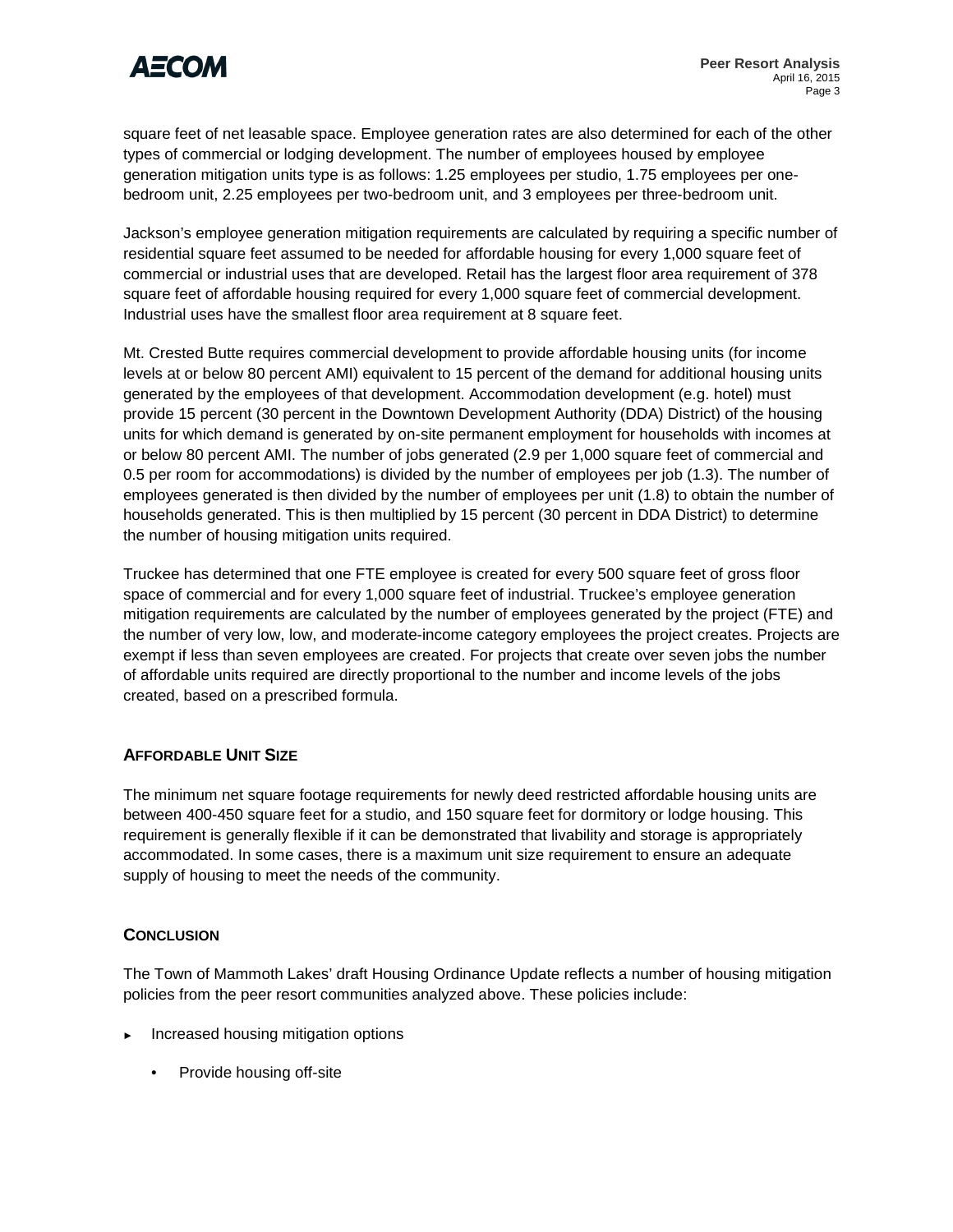square feet of net leasable space. Employee generation rates are also determined for each of the other types of commercial or lodging development. The number of employees housed by employee generation mitigation units type is as follows: 1.25 employees per studio, 1.75 employees per one-bedroom unit, 2.25 employees per two-bedroom unit, and 3 employees per three-bedroom unit.

Jackson's employee generation mitigation requirements are calculated by requiring a specific number of residential square feet assumed to be needed for affordable housing for every 1,000 square feet of commercial or industrial uses that are developed. Retail has the largest floor area requirement of 378 square feet of affordable housing required for every 1,000 square feet of commercial development. Industrial uses have the smallest floor area requirement at 8 square feet.

Mt. Crested Butte requires commercial development to provide affordable housing units (for income levels at or below 80 percent AMI) equivalent to 15 percent of the demand for additional housing units generated by the employees of that development. Accommodation development (e.g. hotel) must provide 15 percent (30 percent in the Downtown Development Authority (DDA) District) of the housing units for which demand is generated by on-site permanent employment for households with incomes at or below 80 percent AMI. The number of jobs generated (2.9 per 1,000 square feet of commercial and 0.5 per room for accommodations) is divided by the number of employees per job (1.3). The number of employees generated is then divided by the number of employees per unit (1.8) to obtain the number of households generated. This is then multiplied by 15 percent (30 percent in DDA District) to determine the number of housing mitigation units required.

Truckee has determined that one FTE employee is created for every 500 square feet of gross floor space of commercial and for every 1,000 square feet of industrial. Truckee's employee generation mitigation requirements are calculated by the number of employees generated by the project (FTE) and the number of very low, low, and moderate-income category employees the project creates. Projects are exempt if less than seven employees are created. For projects that create over seven jobs the number of affordable units required are directly proportional to the number and income levels of the jobs created, based on a prescribed formula.

## AFFORDABLE UNIT SIZE

The minimum net square footage requirements for newly deed restricted affordable housing units are between 400-450 square feet for a studio, and 150 square feet for dormitory or lodge housing. This requirement is generally flexible if it can be demonstrated that livability and storage is appropriately accommodated. In some cases, there is a maximum unit size requirement to ensure an adequate supply of housing to meet the needs of the community.

## CONCLUSION

The Town of Mammoth Lakes' draft Housing Ordinance Update reflects a number of housing mitigation policies from the peer resort communities analyzed above. These policies include:

- Increased housing mitigation options
  - Provide housing off-site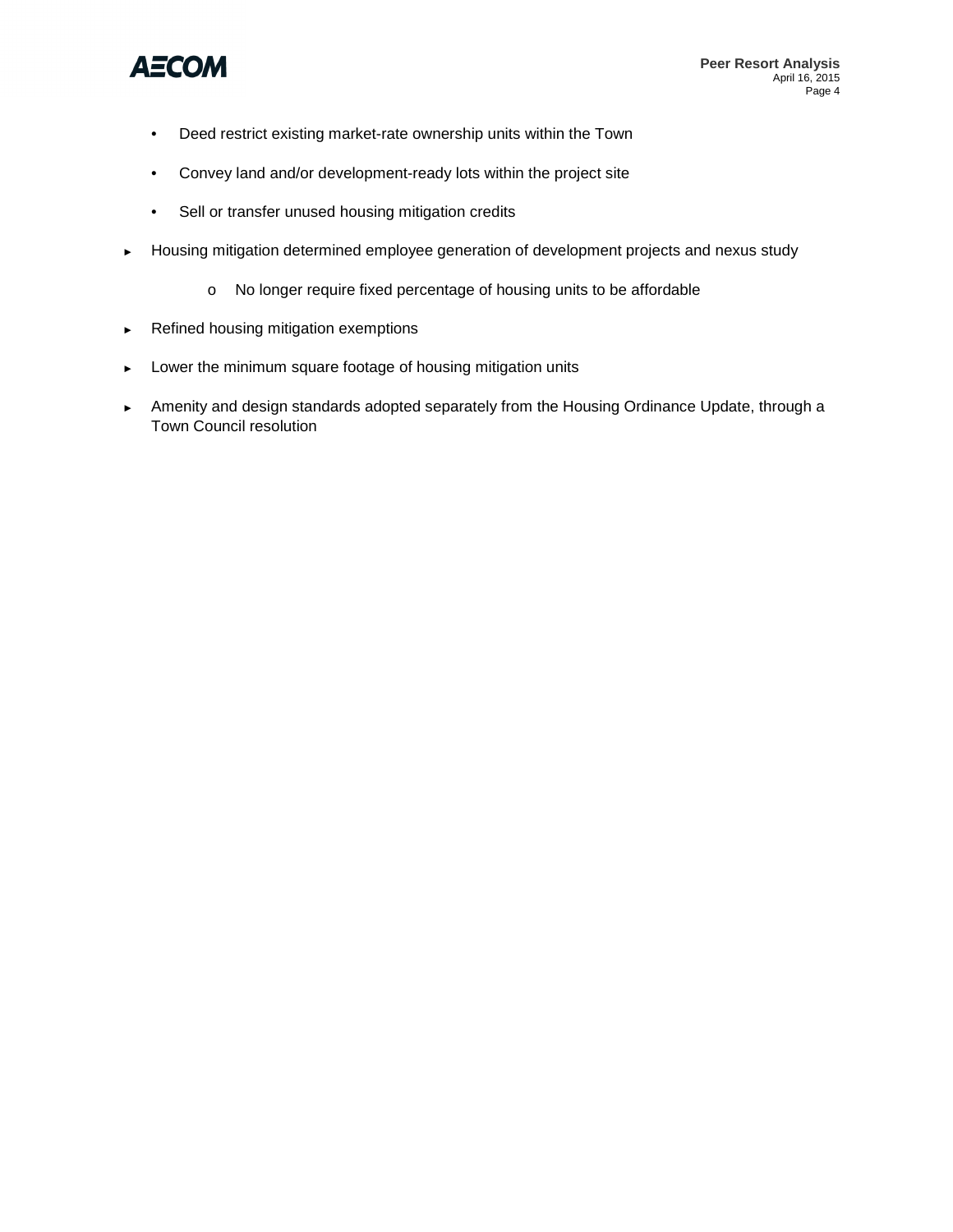- Deed restrict existing market-rate ownership units within the Town
- Convey land and/or development-ready lots within the project site
- Sell or transfer unused housing mitigation credits

► Housing mitigation determined employee generation of development projects and nexus study

  - No longer require fixed percentage of housing units to be affordable

► Refined housing mitigation exemptions

► Lower the minimum square footage of housing mitigation units

► Amenity and design standards adopted separately from the Housing Ordinance Update, through a Town Council resolution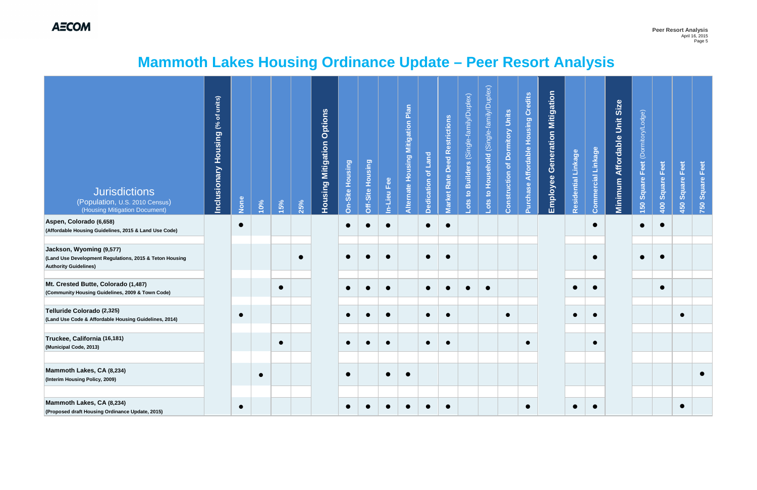# Mammoth Lakes Housing Ordinance Update – Peer Resort Analysis

| Jurisdictions (Population, U.S. 2010 Census) (Housing Mitigation Document) | Inclusionary Housing (% of units) | None | 10% | 15% | 25% | Housing Mitigation Options | On-Site Housing | Off-Site Housing | In-Lieu Fee | Alternate Housing Mitigation Plan | Dedication of Land | Market Rate Deed Restrictions | Lots to Builders (Single-family/Duplex) | Lots to Household (Single-family/Duplex) | Construction of Dormitory Units | Purchase Affordable Housing Credits | Employee Generation Mitigation | Residential Linkage | Commercial Linkage | Minimum Affordable Unit Size | 150 Square Feet (Dormitory/Lodge) | 400 Square Feet | 450 Square Feet | 750 Square Feet |
|---|---|---|---|---|---|---|---|---|---|---|---|---|---|---|---|---|---|---|---|---|---|---|---|---|
| **Aspen, Colorado (6,658)** **(Affordable Housing Guidelines, 2015 & Land Use Code)** | | ● | | | | | ● | ● | ● | | ● | ● | | | | | | | ● | | ● | ● | | |
| **Jackson, Wyoming (9,577)** **(Land Use Development Regulations, 2015 & Teton Housing Authority Guidelines)** | | | | | ● | | ● | ● | ● | | ● | ● | | | | | | | ● | | ● | ● | | |
| **Mt. Crested Butte, Colorado (1,487)** **(Community Housing Guidelines, 2009 & Town Code)** | | | | ● | | | ● | ● | ● | | ● | ● | ● | ● | | | | ● | ● | | | ● | | |
| **Telluride Colorado (2,325)** **(Land Use Code & Affordable Housing Guidelines, 2014)** | | ● | | | | | ● | ● | ● | | ● | ● | | | ● | | | ● | ● | | | | ● | |
| **Truckee, California (16,181)** **(Municipal Code, 2013)** | | | | ● | | | ● | ● | ● | | ● | ● | | | | ● | | | ● | | | | | |
| **Mammoth Lakes, CA (8,234)** **(Interim Housing Policy, 2009)** | | | ● | | | | ● | | ● | ● | | | | | | | | | | | | | | ● |
| **Mammoth Lakes, CA (8,234)** **(Proposed draft Housing Ordinance Update, 2015)** | | ● | | | | | ● | ● | ● | ● | ● | ● | | | | ● | | ● | ● | | | | ● | |